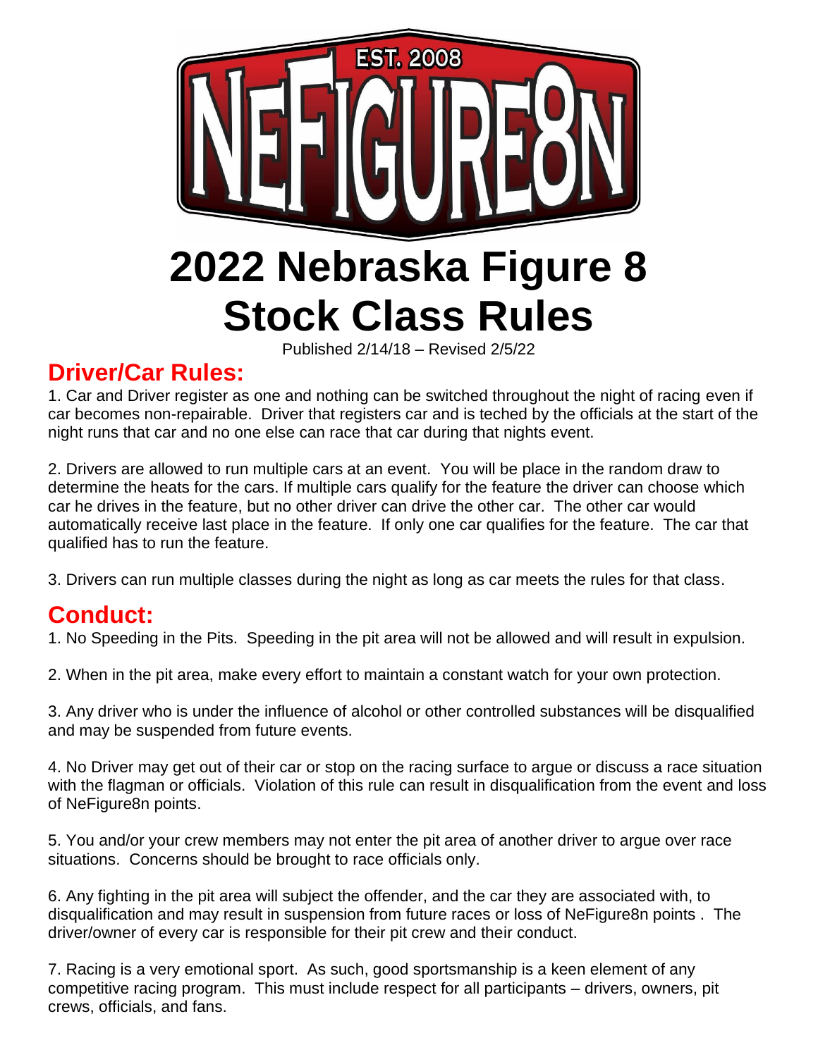# 2022 Nebraska Figure 8 Stock Class Rules

Published 2/14/18 – Revised 2/5/22

## Driver/Car Rules:

1. Car and Driver register as one and nothing can be switched throughout the night of racing even if car becomes non-repairable. Driver that registers car and is teched by the officials at the start of the night runs that car and no one else can race that car during that nights event.

2. Drivers are allowed to run multiple cars at an event. You will be place in the random draw to determine the heats for the cars. If multiple cars qualify for the feature the driver can choose which car he drives in the feature, but no other driver can drive the other car. The other car would automatically receive last place in the feature. If only one car qualifies for the feature. The car that qualified has to run the feature.

3. Drivers can run multiple classes during the night as long as car meets the rules for that class.

## Conduct:

1. No Speeding in the Pits. Speeding in the pit area will not be allowed and will result in expulsion.

2. When in the pit area, make every effort to maintain a constant watch for your own protection.

3. Any driver who is under the influence of alcohol or other controlled substances will be disqualified and may be suspended from future events.

4. No Driver may get out of their car or stop on the racing surface to argue or discuss a race situation with the flagman or officials. Violation of this rule can result in disqualification from the event and loss of NeFigure8n points.

5. You and/or your crew members may not enter the pit area of another driver to argue over race situations. Concerns should be brought to race officials only.

6. Any fighting in the pit area will subject the offender, and the car they are associated with, to disqualification and may result in suspension from future races or loss of NeFigure8n points . The driver/owner of every car is responsible for their pit crew and their conduct.

7. Racing is a very emotional sport. As such, good sportsmanship is a keen element of any competitive racing program. This must include respect for all participants – drivers, owners, pit crews, officials, and fans.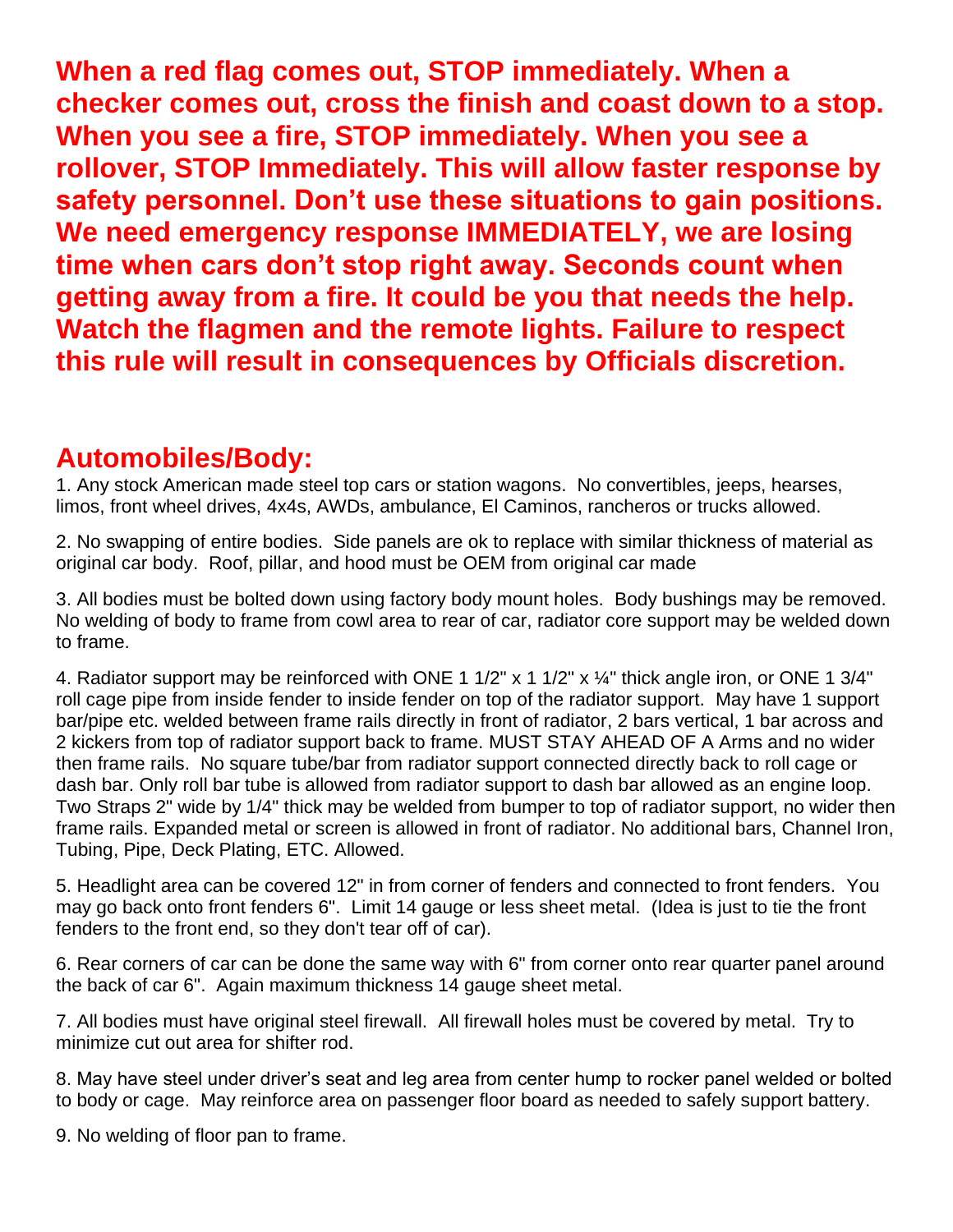**When a red flag comes out, STOP immediately. When a checker comes out, cross the finish and coast down to a stop. When you see a fire, STOP immediately. When you see a rollover, STOP Immediately. This will allow faster response by safety personnel. Don't use these situations to gain positions. We need emergency response IMMEDIATELY, we are losing time when cars don't stop right away. Seconds count when getting away from a fire. It could be you that needs the help. Watch the flagmen and the remote lights. Failure to respect this rule will result in consequences by Officials discretion.**

## Automobiles/Body:

1. Any stock American made steel top cars or station wagons. No convertibles, jeeps, hearses, limos, front wheel drives, 4x4s, AWDs, ambulance, El Caminos, rancheros or trucks allowed.

2. No swapping of entire bodies. Side panels are ok to replace with similar thickness of material as original car body. Roof, pillar, and hood must be OEM from original car made

3. All bodies must be bolted down using factory body mount holes. Body bushings may be removed. No welding of body to frame from cowl area to rear of car, radiator core support may be welded down to frame.

4. Radiator support may be reinforced with ONE 1 1/2" x 1 1/2" x ¼" thick angle iron, or ONE 1 3/4" roll cage pipe from inside fender to inside fender on top of the radiator support. May have 1 support bar/pipe etc. welded between frame rails directly in front of radiator, 2 bars vertical, 1 bar across and 2 kickers from top of radiator support back to frame. MUST STAY AHEAD OF A Arms and no wider then frame rails. No square tube/bar from radiator support connected directly back to roll cage or dash bar. Only roll bar tube is allowed from radiator support to dash bar allowed as an engine loop. Two Straps 2" wide by 1/4" thick may be welded from bumper to top of radiator support, no wider then frame rails. Expanded metal or screen is allowed in front of radiator. No additional bars, Channel Iron, Tubing, Pipe, Deck Plating, ETC. Allowed.

5. Headlight area can be covered 12" in from corner of fenders and connected to front fenders. You may go back onto front fenders 6". Limit 14 gauge or less sheet metal. (Idea is just to tie the front fenders to the front end, so they don't tear off of car).

6. Rear corners of car can be done the same way with 6" from corner onto rear quarter panel around the back of car 6". Again maximum thickness 14 gauge sheet metal.

7. All bodies must have original steel firewall. All firewall holes must be covered by metal. Try to minimize cut out area for shifter rod.

8. May have steel under driver's seat and leg area from center hump to rocker panel welded or bolted to body or cage. May reinforce area on passenger floor board as needed to safely support battery.

9. No welding of floor pan to frame.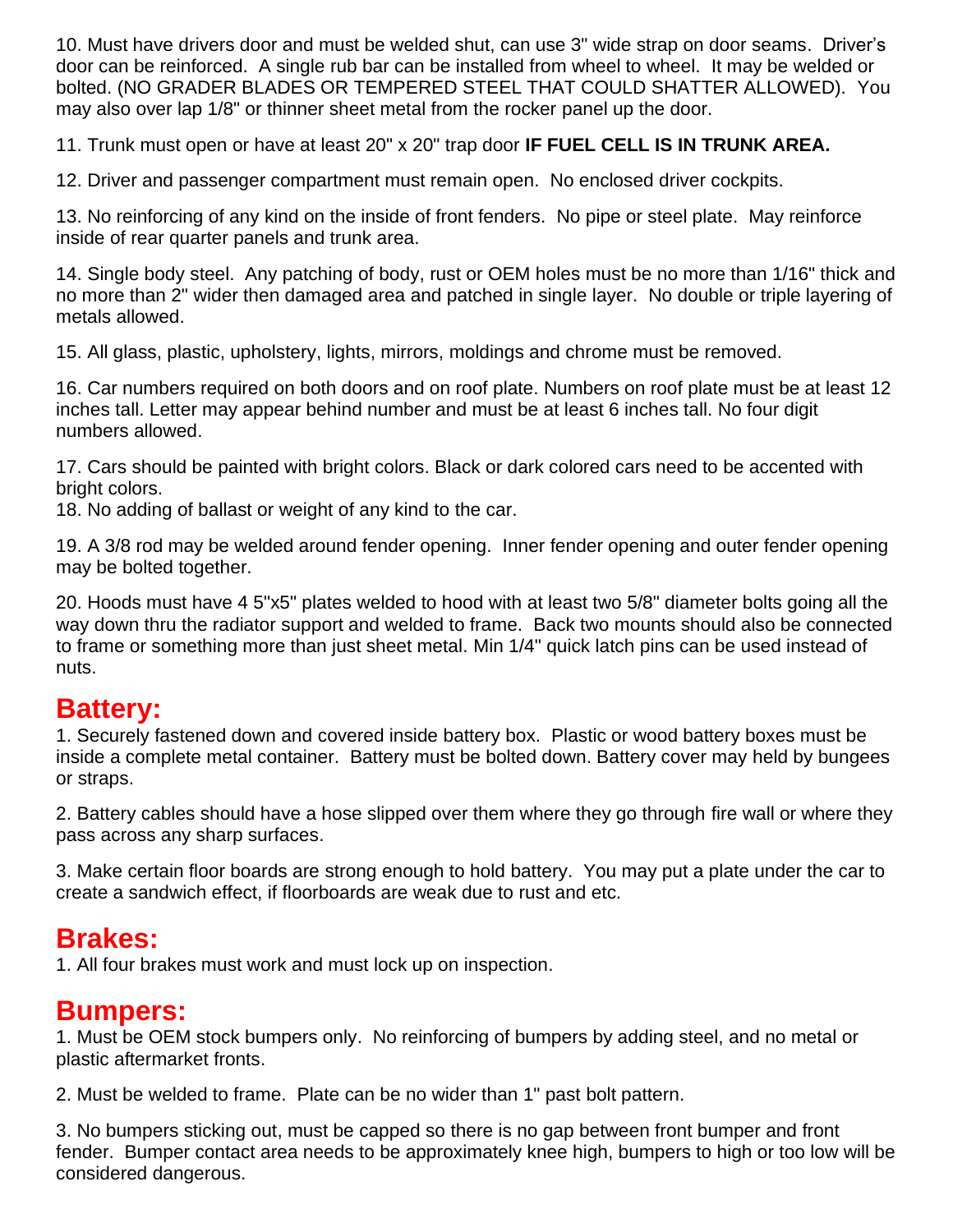10. Must have drivers door and must be welded shut, can use 3" wide strap on door seams. Driver's door can be reinforced. A single rub bar can be installed from wheel to wheel. It may be welded or bolted. (NO GRADER BLADES OR TEMPERED STEEL THAT COULD SHATTER ALLOWED). You may also over lap 1/8" or thinner sheet metal from the rocker panel up the door.

11. Trunk must open or have at least 20" x 20" trap door **IF FUEL CELL IS IN TRUNK AREA.**

12. Driver and passenger compartment must remain open. No enclosed driver cockpits.

13. No reinforcing of any kind on the inside of front fenders. No pipe or steel plate. May reinforce inside of rear quarter panels and trunk area.

14. Single body steel. Any patching of body, rust or OEM holes must be no more than 1/16" thick and no more than 2" wider then damaged area and patched in single layer. No double or triple layering of metals allowed.

15. All glass, plastic, upholstery, lights, mirrors, moldings and chrome must be removed.

16. Car numbers required on both doors and on roof plate. Numbers on roof plate must be at least 12 inches tall. Letter may appear behind number and must be at least 6 inches tall. No four digit numbers allowed.

17. Cars should be painted with bright colors. Black or dark colored cars need to be accented with bright colors.

18. No adding of ballast or weight of any kind to the car.

19. A 3/8 rod may be welded around fender opening. Inner fender opening and outer fender opening may be bolted together.

20. Hoods must have 4 5"x5" plates welded to hood with at least two 5/8" diameter bolts going all the way down thru the radiator support and welded to frame. Back two mounts should also be connected to frame or something more than just sheet metal. Min 1/4" quick latch pins can be used instead of nuts.

## Battery:

1. Securely fastened down and covered inside battery box. Plastic or wood battery boxes must be inside a complete metal container. Battery must be bolted down. Battery cover may held by bungees or straps.

2. Battery cables should have a hose slipped over them where they go through fire wall or where they pass across any sharp surfaces.

3. Make certain floor boards are strong enough to hold battery. You may put a plate under the car to create a sandwich effect, if floorboards are weak due to rust and etc.

## Brakes:

1. All four brakes must work and must lock up on inspection.

## Bumpers:

1. Must be OEM stock bumpers only. No reinforcing of bumpers by adding steel, and no metal or plastic aftermarket fronts.

2. Must be welded to frame. Plate can be no wider than 1" past bolt pattern.

3. No bumpers sticking out, must be capped so there is no gap between front bumper and front fender. Bumper contact area needs to be approximately knee high, bumpers to high or too low will be considered dangerous.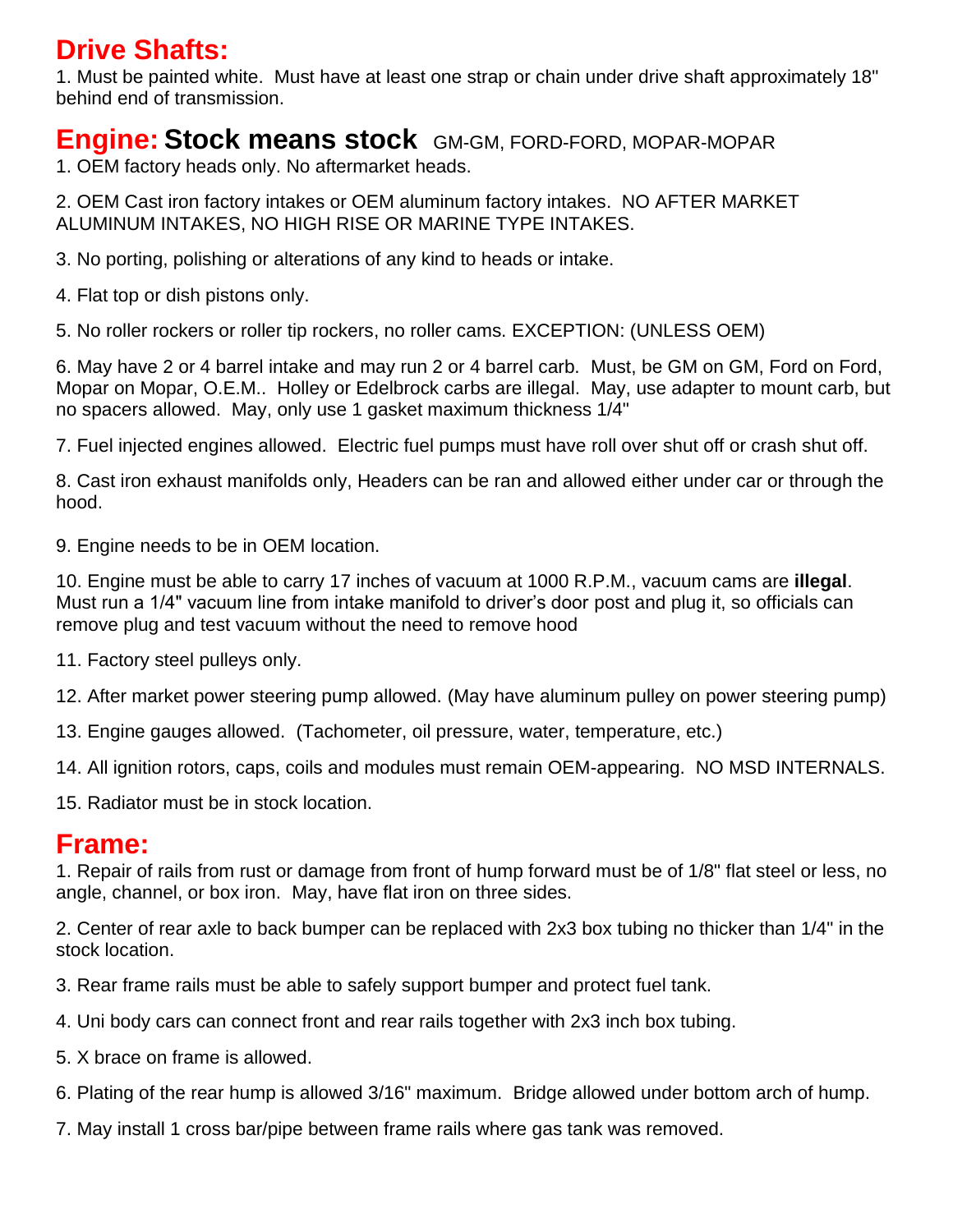## Drive Shafts:

1. Must be painted white. Must have at least one strap or chain under drive shaft approximately 18" behind end of transmission.

## Engine: **Stock means stock** GM-GM, FORD-FORD, MOPAR-MOPAR

1. OEM factory heads only. No aftermarket heads.

2. OEM Cast iron factory intakes or OEM aluminum factory intakes. NO AFTER MARKET ALUMINUM INTAKES, NO HIGH RISE OR MARINE TYPE INTAKES.

3. No porting, polishing or alterations of any kind to heads or intake.

4. Flat top or dish pistons only.

5. No roller rockers or roller tip rockers, no roller cams. EXCEPTION: (UNLESS OEM)

6. May have 2 or 4 barrel intake and may run 2 or 4 barrel carb. Must, be GM on GM, Ford on Ford, Mopar on Mopar, O.E.M.. Holley or Edelbrock carbs are illegal. May, use adapter to mount carb, but no spacers allowed. May, only use 1 gasket maximum thickness 1/4"

7. Fuel injected engines allowed. Electric fuel pumps must have roll over shut off or crash shut off.

8. Cast iron exhaust manifolds only, Headers can be ran and allowed either under car or through the hood.

9. Engine needs to be in OEM location.

10. Engine must be able to carry 17 inches of vacuum at 1000 R.P.M., vacuum cams are **illegal**. Must run a 1/4" vacuum line from intake manifold to driver's door post and plug it, so officials can remove plug and test vacuum without the need to remove hood

11. Factory steel pulleys only.

12. After market power steering pump allowed. (May have aluminum pulley on power steering pump)

13. Engine gauges allowed. (Tachometer, oil pressure, water, temperature, etc.)

14. All ignition rotors, caps, coils and modules must remain OEM-appearing. NO MSD INTERNALS.

15. Radiator must be in stock location.

## Frame:

1. Repair of rails from rust or damage from front of hump forward must be of 1/8" flat steel or less, no angle, channel, or box iron. May, have flat iron on three sides.

2. Center of rear axle to back bumper can be replaced with 2x3 box tubing no thicker than 1/4" in the stock location.

3. Rear frame rails must be able to safely support bumper and protect fuel tank.

4. Uni body cars can connect front and rear rails together with 2x3 inch box tubing.

5. X brace on frame is allowed.

6. Plating of the rear hump is allowed 3/16" maximum. Bridge allowed under bottom arch of hump.

7. May install 1 cross bar/pipe between frame rails where gas tank was removed.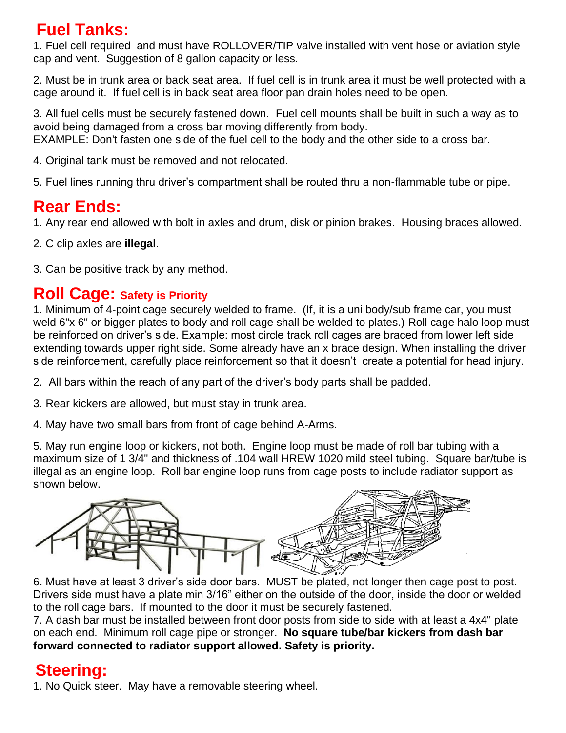## Fuel Tanks:

1. Fuel cell required and must have ROLLOVER/TIP valve installed with vent hose or aviation style cap and vent. Suggestion of 8 gallon capacity or less.

2. Must be in trunk area or back seat area. If fuel cell is in trunk area it must be well protected with a cage around it. If fuel cell is in back seat area floor pan drain holes need to be open.

3. All fuel cells must be securely fastened down. Fuel cell mounts shall be built in such a way as to avoid being damaged from a cross bar moving differently from body.
EXAMPLE: Don't fasten one side of the fuel cell to the body and the other side to a cross bar.

4. Original tank must be removed and not relocated.

5. Fuel lines running thru driver's compartment shall be routed thru a non-flammable tube or pipe.

## Rear Ends:

1. Any rear end allowed with bolt in axles and drum, disk or pinion brakes. Housing braces allowed.

2. C clip axles are **illegal**.

3. Can be positive track by any method.

## Roll Cage: Safety is Priority

1. Minimum of 4-point cage securely welded to frame. (If, it is a uni body/sub frame car, you must weld 6"x 6" or bigger plates to body and roll cage shall be welded to plates.) Roll cage halo loop must be reinforced on driver's side. Example: most circle track roll cages are braced from lower left side extending towards upper right side. Some already have an x brace design. When installing the driver side reinforcement, carefully place reinforcement so that it doesn't create a potential for head injury.

2. All bars within the reach of any part of the driver's body parts shall be padded.

3. Rear kickers are allowed, but must stay in trunk area.

4. May have two small bars from front of cage behind A-Arms.

5. May run engine loop or kickers, not both. Engine loop must be made of roll bar tubing with a maximum size of 1 3/4" and thickness of .104 wall HREW 1020 mild steel tubing. Square bar/tube is illegal as an engine loop. Roll bar engine loop runs from cage posts to include radiator support as shown below.

6. Must have at least 3 driver's side door bars. MUST be plated, not longer then cage post to post. Drivers side must have a plate min 3/16" either on the outside of the door, inside the door or welded to the roll cage bars. If mounted to the door it must be securely fastened.

7. A dash bar must be installed between front door posts from side to side with at least a 4x4" plate on each end. Minimum roll cage pipe or stronger. **No square tube/bar kickers from dash bar forward connected to radiator support allowed. Safety is priority.**

## Steering:

1. No Quick steer. May have a removable steering wheel.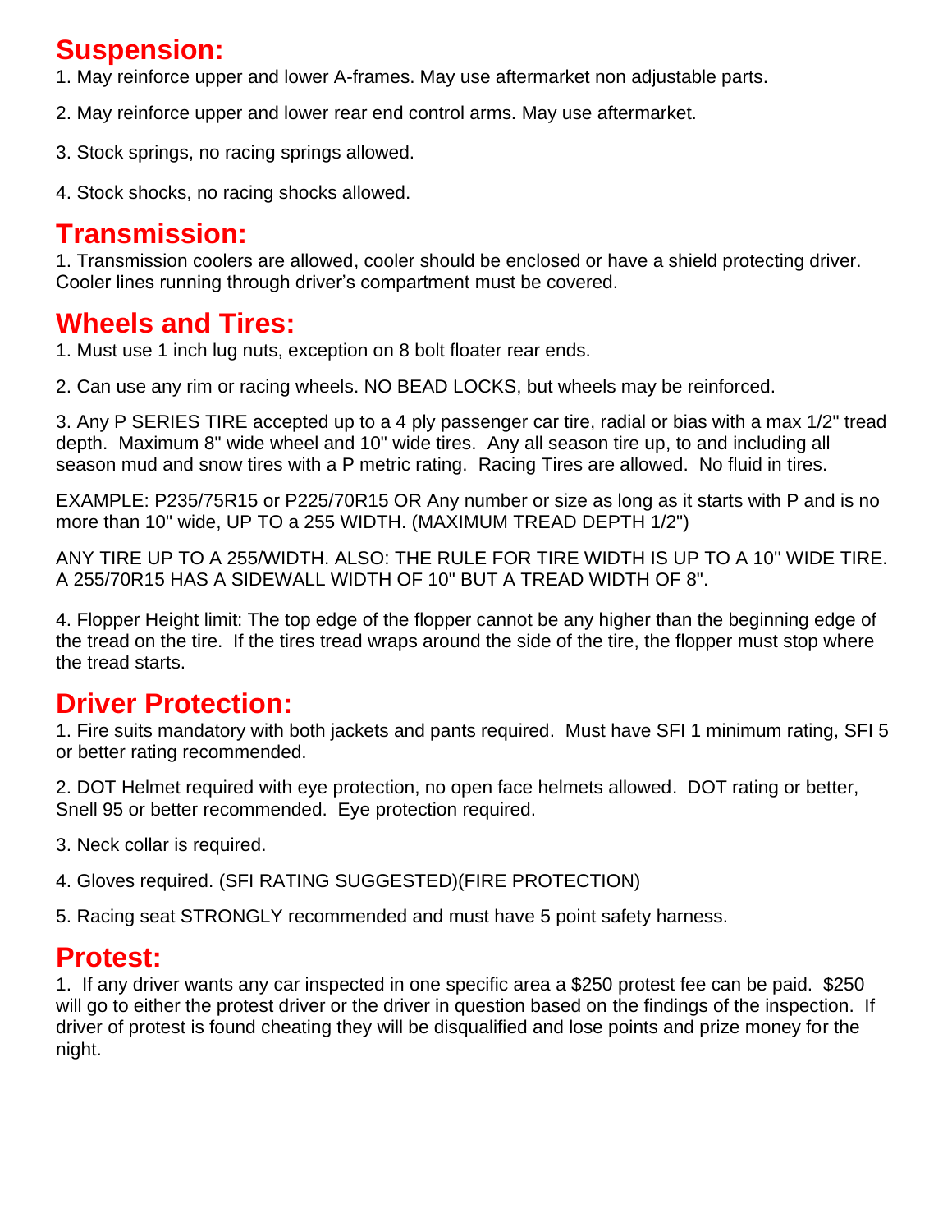## Suspension:

1. May reinforce upper and lower A-frames. May use aftermarket non adjustable parts.

2. May reinforce upper and lower rear end control arms. May use aftermarket.

3. Stock springs, no racing springs allowed.

4. Stock shocks, no racing shocks allowed.

## Transmission:

1. Transmission coolers are allowed, cooler should be enclosed or have a shield protecting driver. Cooler lines running through driver's compartment must be covered.

## Wheels and Tires:

1. Must use 1 inch lug nuts, exception on 8 bolt floater rear ends.

2. Can use any rim or racing wheels. NO BEAD LOCKS, but wheels may be reinforced.

3. Any P SERIES TIRE accepted up to a 4 ply passenger car tire, radial or bias with a max 1/2" tread depth. Maximum 8" wide wheel and 10" wide tires. Any all season tire up, to and including all season mud and snow tires with a P metric rating. Racing Tires are allowed. No fluid in tires.

EXAMPLE: P235/75R15 or P225/70R15 OR Any number or size as long as it starts with P and is no more than 10" wide, UP TO a 255 WIDTH. (MAXIMUM TREAD DEPTH 1/2")

ANY TIRE UP TO A 255/WIDTH. ALSO: THE RULE FOR TIRE WIDTH IS UP TO A 10'' WIDE TIRE. A 255/70R15 HAS A SIDEWALL WIDTH OF 10" BUT A TREAD WIDTH OF 8".

4. Flopper Height limit: The top edge of the flopper cannot be any higher than the beginning edge of the tread on the tire. If the tires tread wraps around the side of the tire, the flopper must stop where the tread starts.

## Driver Protection:

1. Fire suits mandatory with both jackets and pants required. Must have SFI 1 minimum rating, SFI 5 or better rating recommended.

2. DOT Helmet required with eye protection, no open face helmets allowed. DOT rating or better, Snell 95 or better recommended. Eye protection required.

3. Neck collar is required.

4. Gloves required. (SFI RATING SUGGESTED)(FIRE PROTECTION)

5. Racing seat STRONGLY recommended and must have 5 point safety harness.

## Protest:

1. If any driver wants any car inspected in one specific area a $250 protest fee can be paid. $250 will go to either the protest driver or the driver in question based on the findings of the inspection. If driver of protest is found cheating they will be disqualified and lose points and prize money for the night.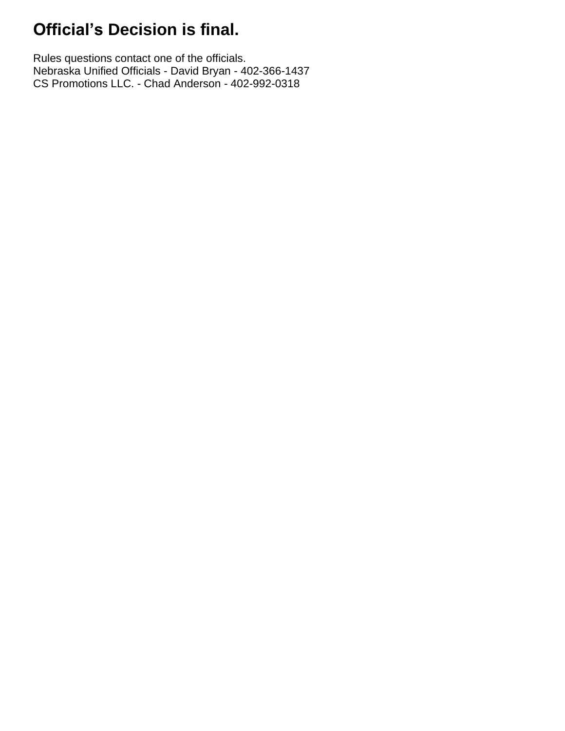## Official’s Decision is final.

Rules questions contact one of the officials.
Nebraska Unified Officials - David Bryan - 402-366-1437
CS Promotions LLC. - Chad Anderson - 402-992-0318